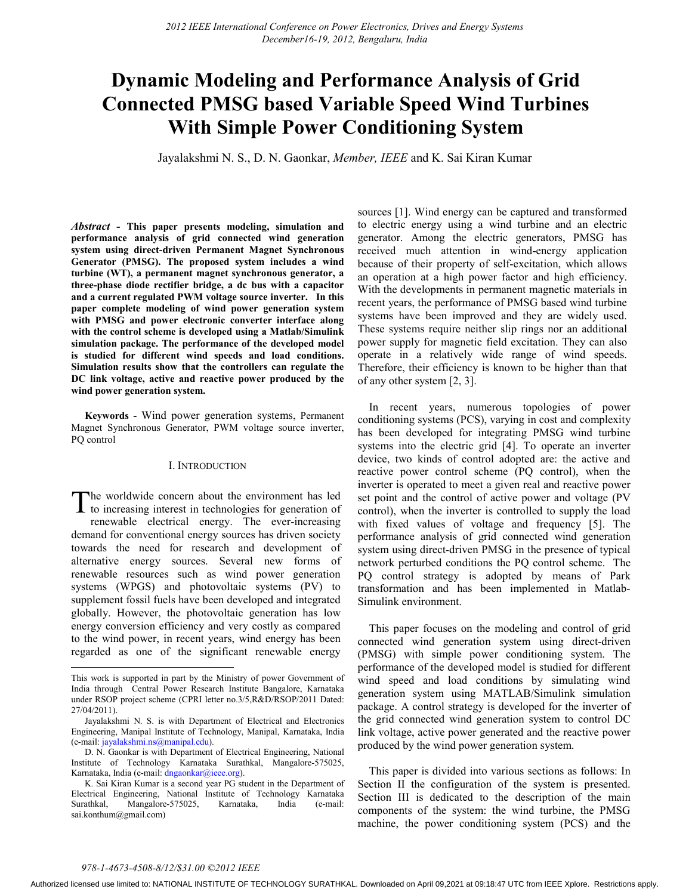# Dynamic Modeling and Performance Analysis of Grid Connected PMSG based Variable Speed Wind Turbines With Simple Power Conditioning System

Jayalakshmi N. S., D. N. Gaonkar, *Member, IEEE* and K. Sai Kiran Kumar

***Abstract*** **- This paper presents modeling, simulation and performance analysis of grid connected wind generation system using direct-driven Permanent Magnet Synchronous Generator (PMSG). The proposed system includes a wind turbine (WT), a permanent magnet synchronous generator, a three-phase diode rectifier bridge, a dc bus with a capacitor and a current regulated PWM voltage source inverter. In this paper complete modeling of wind power generation system with PMSG and power electronic converter interface along with the control scheme is developed using a Matlab/Simulink simulation package. The performance of the developed model is studied for different wind speeds and load conditions. Simulation results show that the controllers can regulate the DC link voltage, active and reactive power produced by the wind power generation system.**

**Keywords -** Wind power generation systems, Permanent Magnet Synchronous Generator, PWM voltage source inverter, PQ control

## I. Introduction

The worldwide concern about the environment has led to increasing interest in technologies for generation of renewable electrical energy. The ever-increasing demand for conventional energy sources has driven society towards the need for research and development of alternative energy sources. Several new forms of renewable resources such as wind power generation systems (WPGS) and photovoltaic systems (PV) to supplement fossil fuels have been developed and integrated globally. However, the photovoltaic generation has low energy conversion efficiency and very costly as compared to the wind power, in recent years, wind energy has been regarded as one of the significant renewable energy sources [1]. Wind energy can be captured and transformed to electric energy using a wind turbine and an electric generator. Among the electric generators, PMSG has received much attention in wind-energy application because of their property of self-excitation, which allows an operation at a high power factor and high efficiency. With the developments in permanent magnetic materials in recent years, the performance of PMSG based wind turbine systems have been improved and they are widely used. These systems require neither slip rings nor an additional power supply for magnetic field excitation. They can also operate in a relatively wide range of wind speeds. Therefore, their efficiency is known to be higher than that of any other system [2, 3].

In recent years, numerous topologies of power conditioning systems (PCS), varying in cost and complexity has been developed for integrating PMSG wind turbine systems into the electric grid [4]. To operate an inverter device, two kinds of control adopted are: the active and reactive power control scheme (PQ control), when the inverter is operated to meet a given real and reactive power set point and the control of active power and voltage (PV control), when the inverter is controlled to supply the load with fixed values of voltage and frequency [5]. The performance analysis of grid connected wind generation system using direct-driven PMSG in the presence of typical network perturbed conditions the PQ control scheme. The PQ control strategy is adopted by means of Park transformation and has been implemented in Matlab-Simulink environment.

This paper focuses on the modeling and control of grid connected wind generation system using direct-driven (PMSG) with simple power conditioning system. The performance of the developed model is studied for different wind speed and load conditions by simulating wind generation system using MATLAB/Simulink simulation package. A control strategy is developed for the inverter of the grid connected wind generation system to control DC link voltage, active power generated and the reactive power produced by the wind power generation system.

This paper is divided into various sections as follows: In Section II the configuration of the system is presented. Section III is dedicated to the description of the main components of the system: the wind turbine, the PMSG machine, the power conditioning system (PCS) and the

---

This work is supported in part by the Ministry of power Government of India through Central Power Research Institute Bangalore, Karnataka under RSOP project scheme (CPRI letter no.3/5,R&D/RSOP/2011 Dated: 27/04/2011).

Jayalakshmi N. S. is with Department of Electrical and Electronics Engineering, Manipal Institute of Technology, Manipal, Karnataka, India (e-mail: jayalakshmi.ns@manipal.edu).

D. N. Gaonkar is with Department of Electrical Engineering, National Institute of Technology Karnataka Surathkal, Mangalore-575025, Karnataka, India (e-mail: dngaonkar@ieee.org).

K. Sai Kiran Kumar is a second year PG student in the Department of Electrical Engineering, National Institute of Technology Karnataka Surathkal, Mangalore-575025, Karnataka, India (e-mail: sai.konthum@gmail.com)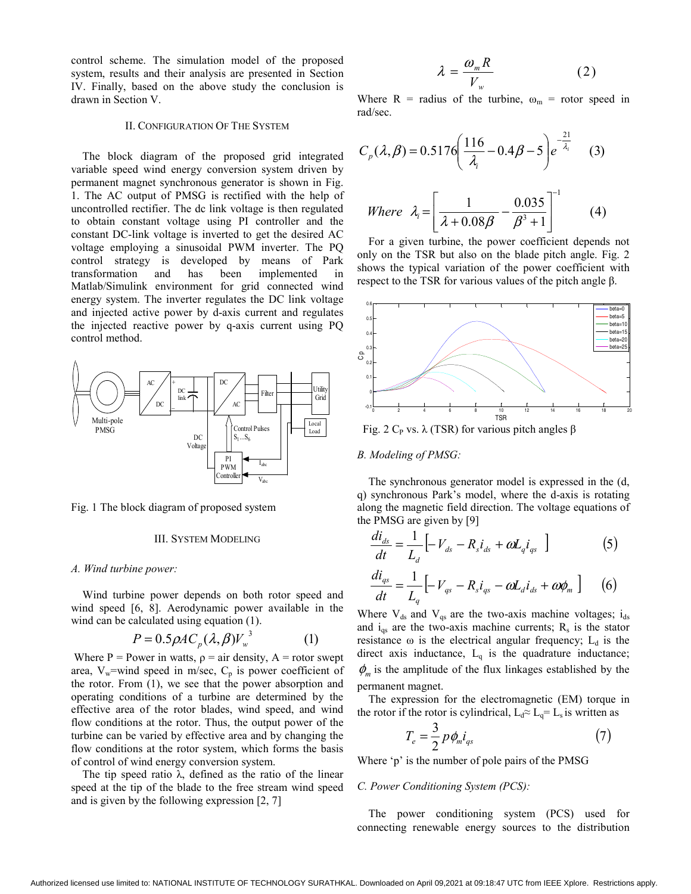control scheme. The simulation model of the proposed system, results and their analysis are presented in Section IV. Finally, based on the above study the conclusion is drawn in Section V.

## II. Configuration Of The System

The block diagram of the proposed grid integrated variable speed wind energy conversion system driven by permanent magnet synchronous generator is shown in Fig. 1. The AC output of PMSG is rectified with the help of uncontrolled rectifier. The dc link voltage is then regulated to obtain constant voltage using PI controller and the constant DC-link voltage is inverted to get the desired AC voltage employing a sinusoidal PWM inverter. The PQ control strategy is developed by means of Park transformation and has been implemented in Matlab/Simulink environment for grid connected wind energy system. The inverter regulates the DC link voltage and injected active power by d-axis current and regulates the injected reactive power by q-axis current using PQ control method.

Fig. 1 The block diagram of proposed system

## III. System Modeling

### *A. Wind turbine power:*

Wind turbine power depends on both rotor speed and wind speed [6, 8]. Aerodynamic power available in the wind can be calculated using equation (1).

$$P = 0.5\rho A C_p(\lambda, \beta) V_w^{\,3} \qquad (1)$$

Where P = Power in watts, $\rho$ = air density, A = rotor swept area, $V_w$=wind speed in m/sec, $C_p$ is power coefficient of the rotor. From (1), we see that the power absorption and operating conditions of a turbine are determined by the effective area of the rotor blades, wind speed, and wind flow conditions at the rotor. Thus, the output power of the turbine can be varied by effective area and by changing the flow conditions at the rotor system, which forms the basis of control of wind energy conversion system.

The tip speed ratio $\lambda$, defined as the ratio of the linear speed at the tip of the blade to the free stream wind speed and is given by the following expression [2, 7]

$$\lambda = \frac{\omega_m R}{V_w} \qquad (2)$$

Where R = radius of the turbine, $\omega_m$ = rotor speed in rad/sec.

$$C_p(\lambda, \beta) = 0.5176\left(\frac{116}{\lambda_i} - 0.4\beta - 5\right)e^{-\frac{21}{\lambda_i}} \qquad (3)$$

$$Where \;\; \lambda_i = \left[\frac{1}{\lambda + 0.08\beta} - \frac{0.035}{\beta^3 + 1}\right]^{-1} \qquad (4)$$

For a given turbine, the power coefficient depends not only on the TSR but also on the blade pitch angle. Fig. 2 shows the typical variation of the power coefficient with respect to the TSR for various values of the pitch angle β.

Fig. 2 $C_P$ vs. $\lambda$ (TSR) for various pitch angles $\beta$

### *B. Modeling of PMSG:*

The synchronous generator model is expressed in the (d, q) synchronous Park's model, where the d-axis is rotating along the magnetic field direction. The voltage equations of the PMSG are given by [9]

$$\frac{di_{ds}}{dt} = \frac{1}{L_d}\left[-V_{ds} - R_s i_{ds} + \omega L_q i_{qs}\right] \qquad (5)$$

$$\frac{di_{qs}}{dt} = \frac{1}{L_q}\left[-V_{qs} - R_s i_{qs} - \omega L_d i_{ds} + \omega \phi_m\right] \qquad (6)$$

Where $V_{ds}$ and $V_{qs}$ are the two-axis machine voltages; $i_{ds}$ and $i_{qs}$ are the two-axis machine currents; $R_s$ is the stator resistance $\omega$ is the electrical angular frequency; $L_d$ is the direct axis inductance, $L_q$ is the quadrature inductance; $\phi_m$ is the amplitude of the flux linkages established by the permanent magnet.

The expression for the electromagnetic (EM) torque in the rotor if the rotor is cylindrical, $L_d \approx L_q = L_s$ is written as

$$T_e = \frac{3}{2} p \phi_m i_{qs} \qquad (7)$$

Where 'p' is the number of pole pairs of the PMSG

### *C. Power Conditioning System (PCS):*

The power conditioning system (PCS) used for connecting renewable energy sources to the distribution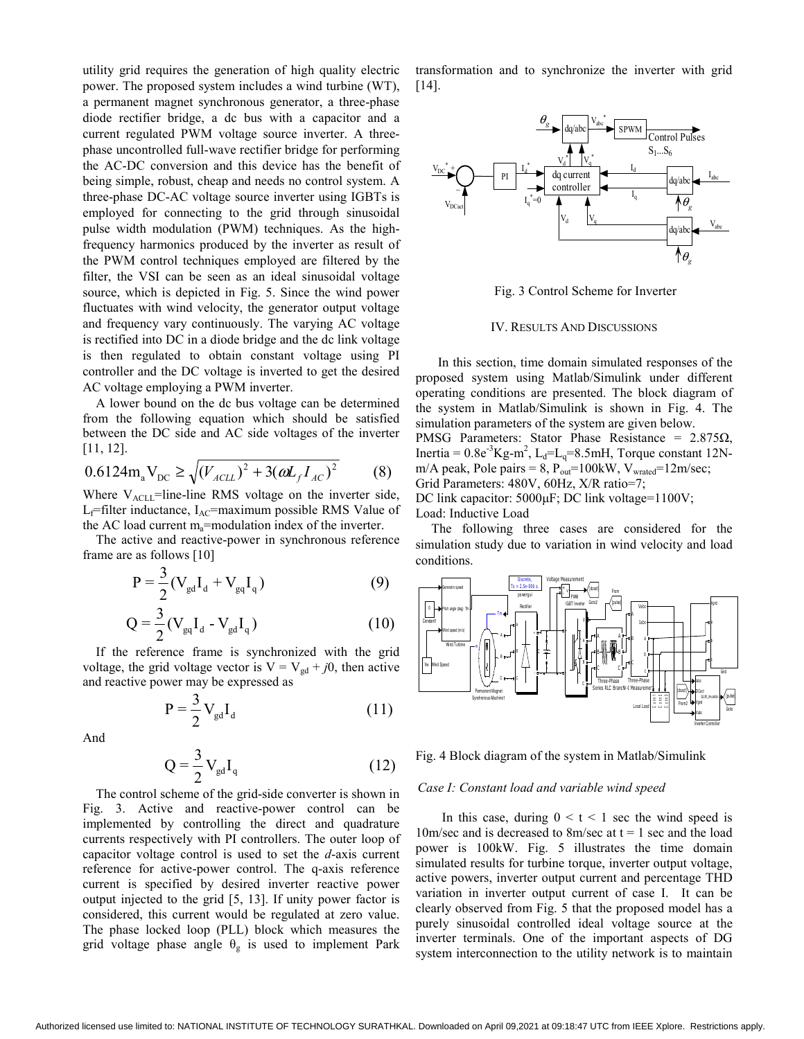utility grid requires the generation of high quality electric power. The proposed system includes a wind turbine (WT), a permanent magnet synchronous generator, a three-phase diode rectifier bridge, a dc bus with a capacitor and a current regulated PWM voltage source inverter. A three-phase uncontrolled full-wave rectifier bridge for performing the AC-DC conversion and this device has the benefit of being simple, robust, cheap and needs no control system. A three-phase DC-AC voltage source inverter using IGBTs is employed for connecting to the grid through sinusoidal pulse width modulation (PWM) techniques. As the high-frequency harmonics produced by the inverter as result of the PWM control techniques employed are filtered by the filter, the VSI can be seen as an ideal sinusoidal voltage source, which is depicted in Fig. 5. Since the wind power fluctuates with wind velocity, the generator output voltage and frequency vary continuously. The varying AC voltage is rectified into DC in a diode bridge and the dc link voltage is then regulated to obtain constant voltage using PI controller and the DC voltage is inverted to get the desired AC voltage employing a PWM inverter.

A lower bound on the dc bus voltage can be determined from the following equation which should be satisfied between the DC side and AC side voltages of the inverter [11, 12].

$$0.6124 m_a V_{DC} \geq \sqrt{(V_{ACLL})^2 + 3(\omega L_f I_{AC})^2} \qquad (8)$$

Where $V_{ACLL}$=line-line RMS voltage on the inverter side, $L_f$=filter inductance, $I_{AC}$=maximum possible RMS Value of the AC load current $m_a$=modulation index of the inverter.

The active and reactive-power in synchronous reference frame are as follows [10]

$$P = \frac{3}{2}(V_{gd} I_d + V_{gq} I_q) \qquad (9)$$

$$Q = \frac{3}{2}(V_{gq} I_d - V_{gd} I_q) \qquad (10)$$

If the reference frame is synchronized with the grid voltage, the grid voltage vector is $V = V_{gd} + j0$, then active and reactive power may be expressed as

$$P = \frac{3}{2} V_{gd} I_d \qquad (11)$$

And

$$Q = \frac{3}{2} V_{gd} I_q \qquad (12)$$

The control scheme of the grid-side converter is shown in Fig. 3. Active and reactive-power control can be implemented by controlling the direct and quadrature currents respectively with PI controllers. The outer loop of capacitor voltage control is used to set the *d*-axis current reference for active-power control. The q-axis reference current is specified by desired inverter reactive power output injected to the grid [5, 13]. If unity power factor is considered, this current would be regulated at zero value. The phase locked loop (PLL) block which measures the grid voltage phase angle $\theta_g$ is used to implement Park transformation and to synchronize the inverter with grid [14].

Fig. 3 Control Scheme for Inverter

## IV. Results And Discussions

In this section, time domain simulated responses of the proposed system using Matlab/Simulink under different operating conditions are presented. The block diagram of the system in Matlab/Simulink is shown in Fig. 4. The simulation parameters of the system are given below.

PMSG Parameters: Stator Phase Resistance = 2.875Ω, Inertia = $0.8e^{-3}$Kg-m$^2$, $L_d$=$L_q$=8.5mH, Torque constant 12N-m/A peak, Pole pairs = 8, $P_{out}$=100kW, $V_{wrated}$=12m/sec;
Grid Parameters: 480V, 60Hz, X/R ratio=7;
DC link capacitor: 5000μF; DC link voltage=1100V;
Load: Inductive Load

The following three cases are considered for the simulation study due to variation in wind velocity and load conditions.

Fig. 4 Block diagram of the system in Matlab/Simulink

### *Case I: Constant load and variable wind speed*

In this case, during 0 < t < 1 sec the wind speed is 10m/sec and is decreased to 8m/sec at t = 1 sec and the load power is 100kW. Fig. 5 illustrates the time domain simulated results for turbine torque, inverter output voltage, active powers, inverter output current and percentage THD variation in inverter output current of case I. It can be clearly observed from Fig. 5 that the proposed model has a purely sinusoidal controlled ideal voltage source at the inverter terminals. One of the important aspects of DG system interconnection to the utility network is to maintain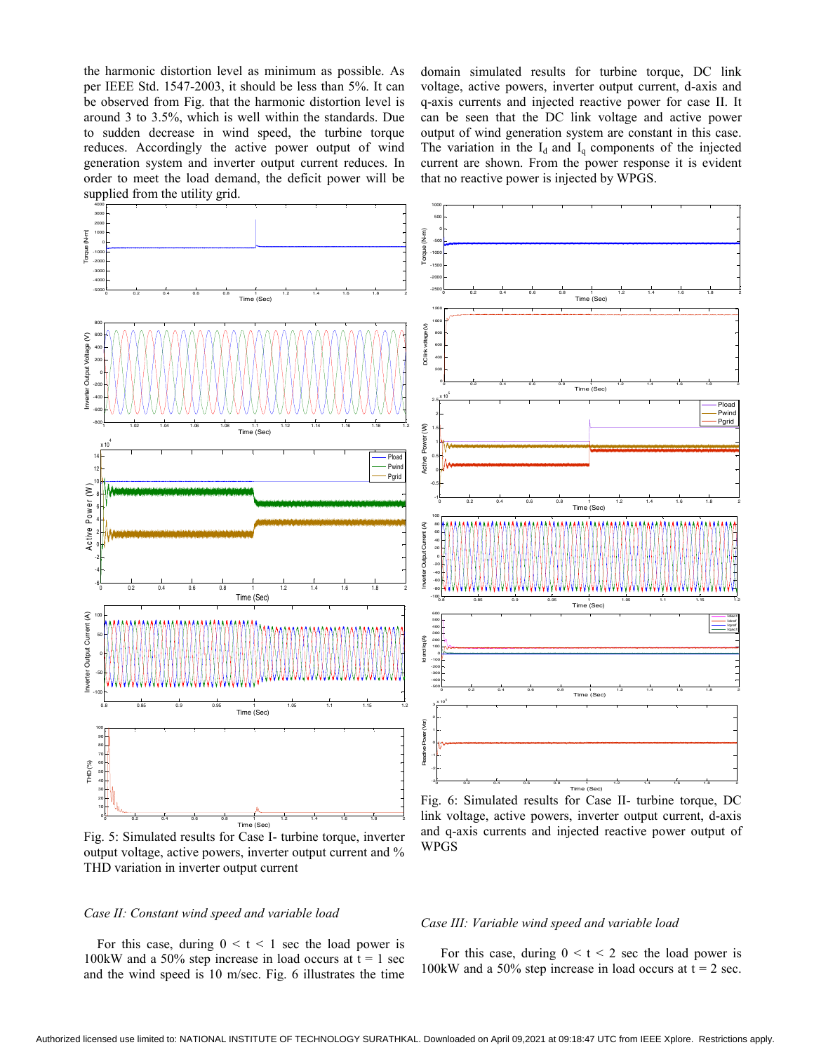the harmonic distortion level as minimum as possible. As per IEEE Std. 1547-2003, it should be less than 5%. It can be observed from Fig. that the harmonic distortion level is around 3 to 3.5%, which is well within the standards. Due to sudden decrease in wind speed, the turbine torque reduces. Accordingly the active power output of wind generation system and inverter output current reduces. In order to meet the load demand, the deficit power will be supplied from the utility grid.

Fig. 5: Simulated results for Case I- turbine torque, inverter output voltage, active powers, inverter output current and % THD variation in inverter output current

*Case II: Constant wind speed and variable load*

For this case, during $0 < t < 1$ sec the load power is 100kW and a 50% step increase in load occurs at $t = 1$ sec and the wind speed is 10 m/sec. Fig. 6 illustrates the time domain simulated results for turbine torque, DC link voltage, active powers, inverter output current, d-axis and q-axis currents and injected reactive power for case II. It can be seen that the DC link voltage and active power output of wind generation system are constant in this case. The variation in the $I_d$ and $I_q$ components of the injected current are shown. From the power response it is evident that no reactive power is injected by WPGS.

Fig. 6: Simulated results for Case II- turbine torque, DC link voltage, active powers, inverter output current, d-axis and q-axis currents and injected reactive power output of WPGS

*Case III: Variable wind speed and variable load*

For this case, during $0 < t < 2$ sec the load power is 100kW and a 50% step increase in load occurs at $t = 2$ sec.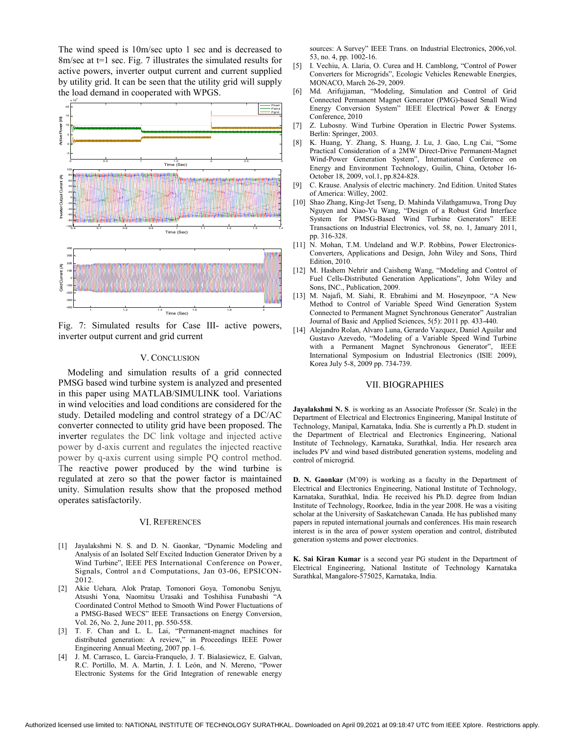The wind speed is 10m/sec upto 1 sec and is decreased to 8m/sec at t=1 sec. Fig. 7 illustrates the simulated results for active powers, inverter output current and current supplied by utility grid. It can be seen that the utility grid will supply the load demand in cooperated with WPGS.

x 10^4
Pload
Pwind
Pgrid
Active Power (W)
Time (Sec)

Inverter Output Current (A)
Time (Sec)

Grid Current (A)
Time (Sec)

Fig. 7: Simulated results for Case III- active powers, inverter output current and grid current

## V. CONCLUSION

Modeling and simulation results of a grid connected PMSG based wind turbine system is analyzed and presented in this paper using MATLAB/SIMULINK tool. Variations in wind velocities and load conditions are considered for the study. Detailed modeling and control strategy of a DC/AC converter connected to utility grid have been proposed. The inverter regulates the DC link voltage and injected active power by d-axis current and regulates the injected reactive power by q-axis current using simple PQ control method. The reactive power produced by the wind turbine is regulated at zero so that the power factor is maintained unity. Simulation results show that the proposed method operates satisfactorily.

## VI. REFERENCES

[1] Jayalakshmi N. S. and D. N. Gaonkar, "Dynamic Modeling and Analysis of an Isolated Self Excited Induction Generator Driven by a Wind Turbine", IEEE PES International Conference on Power, Signals, Control and Computations, Jan 03-06, EPSICON-2012.

[2] Akie Uehara, Alok Pratap, Tomonori Goya, Tomonobu Senjyu, Atsushi Yona, Naomitsu Urasaki and Toshihisa Funabashi "A Coordinated Control Method to Smooth Wind Power Fluctuations of a PMSG-Based WECS" IEEE Transactions on Energy Conversion, Vol. 26, No. 2, June 2011, pp. 550-558.

[3] T. F. Chan and L. L. Lai, "Permanent-magnet machines for distributed generation: A review," in Proceedings IEEE Power Engineering Annual Meeting, 2007 pp. 1–6.

[4] J. M. Carrasco, L. Garcia-Franquelo, J. T. Bialasiewicz, E. Galvan, R.C. Portillo, M. A. Martin, J. I. León, and N. Mereno, "Power Electronic Systems for the Grid Integration of renewable energy sources: A Survey" IEEE Trans. on Industrial Electronics, 2006,vol. 53, no. 4, pp. 1002-16.

[5] I. Vechiu, A. Llaria, O. Curea and H. Camblong, "Control of Power Converters for Microgrids", Ecologic Vehicles Renewable Energies, MONACO, March 26-29, 2009.

[6] Md. Arifujjaman, "Modeling, Simulation and Control of Grid Connected Permanent Magnet Generator (PMG)-based Small Wind Energy Conversion System" IEEE Electrical Power & Energy Conference, 2010

[7] Z. Lubosny. Wind Turbine Operation in Electric Power Systems. Berlin: Springer, 2003.

[8] K. Huang, Y. Zhang, S. Huang, J. Lu, J. Gao, L.ng Cai, "Some Practical Consideration of a 2MW Direct-Drive Permanent-Magnet Wind-Power Generation System", International Conference on Energy and Environment Technology, Guilin, China, October 16-October 18, 2009, vol.1, pp.824-828.

[9] C. Krause. Analysis of electric machinery. 2nd Edition. United States of America: Willey, 2002.

[10] Shao Zhang, King-Jet Tseng, D. Mahinda Vilathgamuwa, Trong Duy Nguyen and Xiao-Yu Wang, "Design of a Robust Grid Interface System for PMSG-Based Wind Turbine Generators" IEEE Transactions on Industrial Electronics, vol. 58, no. 1, January 2011, pp. 316-328.

[11] N. Mohan, T.M. Undeland and W.P. Robbins, Power Electronics-Converters, Applications and Design, John Wiley and Sons, Third Edition, 2010.

[12] M. Hashem Nehrir and Caisheng Wang, "Modeling and Control of Fuel Cells-Distributed Generation Applications", John Wiley and Sons, INC., Publication, 2009.

[13] M. Najafi, M. Siahi, R. Ebrahimi and M. Hoseynpoor, "A New Method to Control of Variable Speed Wind Generation System Connected to Permanent Magnet Synchronous Generator" Australian Journal of Basic and Applied Sciences, 5(5): 2011 pp. 433-440.

[14] Alejandro Rolan, Alvaro Luna, Gerardo Vazquez, Daniel Aguilar and Gustavo Azevedo, "Modeling of a Variable Speed Wind Turbine with a Permanent Magnet Synchronous Generator", IEEE International Symposium on Industrial Electronics (ISIE 2009), Korea July 5-8, 2009 pp. 734-739.

## VII. BIOGRAPHIES

**Jayalakshmi N. S**. is working as an Associate Professor (Sr. Scale) in the Department of Electrical and Electronics Engineering, Manipal Institute of Technology, Manipal, Karnataka, India. She is currently a Ph.D. student in the Department of Electrical and Electronics Engineering, National Institute of Technology, Karnataka, Surathkal, India. Her research area includes PV and wind based distributed generation systems, modeling and control of microgrid.

**D. N. Gaonkar** (M'09) is working as a faculty in the Department of Electrical and Electronics Engineering, National Institute of Technology, Karnataka, Surathkal, India. He received his Ph.D. degree from Indian Institute of Technology, Roorkee, India in the year 2008. He was a visiting scholar at the University of Saskatchewan Canada. He has published many papers in reputed international journals and conferences. His main research interest is in the area of power system operation and control, distributed generation systems and power electronics.

**K. Sai Kiran Kumar** is a second year PG student in the Department of Electrical Engineering, National Institute of Technology Karnataka Surathkal, Mangalore-575025, Karnataka, India.